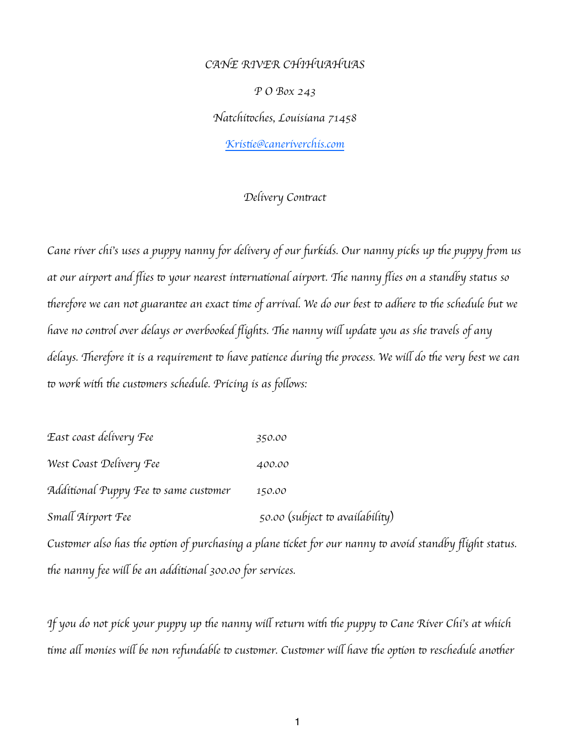CANE RIVER CHIHUAHUAS

P O Box 243

Natchitoches, Louisiana 71458

[Kristie@caneriverchis.com](mailto:Kristie@caneriverchis.com)

Delivery Contract

Cane river chi's uses a puppy nanny for delivery of our furkids. Our nanny picks up the puppy from us at our airport and flies to your nearest international airport. The nanny flies on a standby status so therefore we can not guarantee an exact time of arrival. We do our best to adhere to the schedule but we have no control over delays or overbooked flights. The nanny will update you as she travels of any delays. Therefore it is a requirement to have patience during the process. We will do the very best we can to work with the customers schedule. Pricing is as follows:

| | |
|---|---|
| East coast delivery Fee | 350.00 |
| West Coast Delivery Fee | 400.00 |
| Additional Puppy Fee to same customer | 150.00 |
| Small Airport Fee | 50.00 (subject to availability) |

Customer also has the option of purchasing a plane ticket for our nanny to avoid standby flight status. the nanny fee will be an additional 300.00 for services.

If you do not pick your puppy up the nanny will return with the puppy to Cane River Chi's at which time all monies will be non refundable to customer. Customer will have the option to reschedule another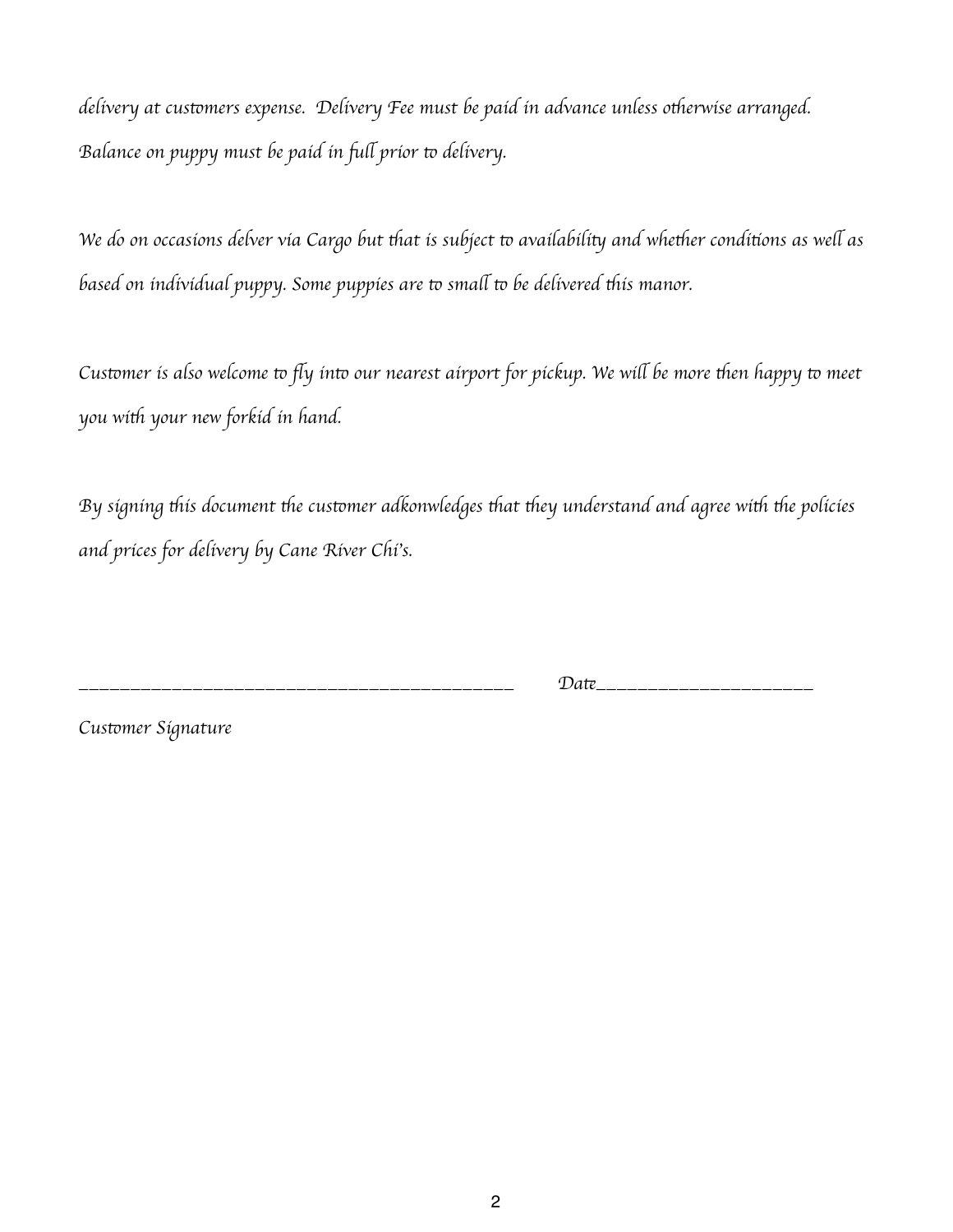delivery at customers expense. Delivery Fee must be paid in advance unless otherwise arranged. Balance on puppy must be paid in full prior to delivery.

We do on occasions delver via Cargo but that is subject to availability and whether conditions as well as based on individual puppy. Some puppies are to small to be delivered this manor.

Customer is also welcome to fly into our nearest airport for pickup. We will be more then happy to meet you with your new forkid in hand.

By signing this document the customer adkonwledges that they understand and agree with the policies and prices for delivery by Cane River Chi's.

_____________________________________________ Date______________________

Customer Signature